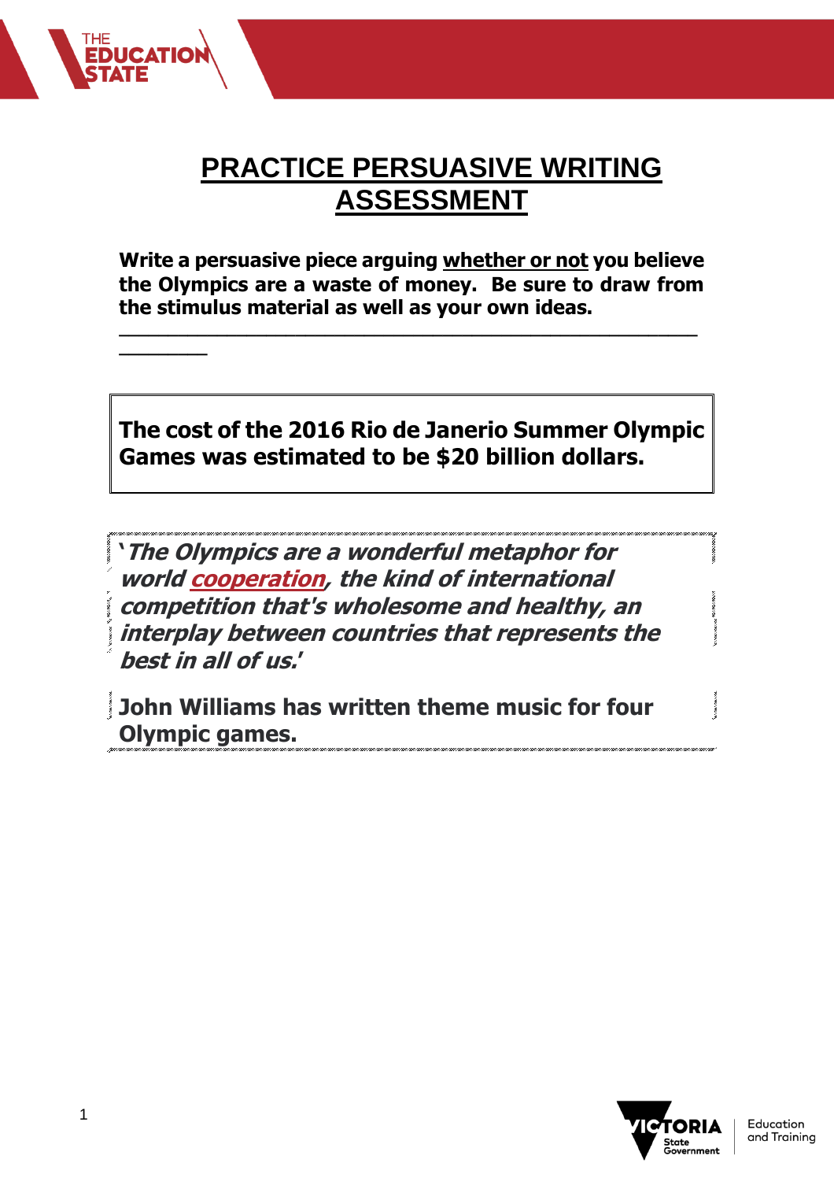# PRACTICE PERSUASIVE WRITING ASSESSMENT

**Write a persuasive piece arguing whether or not you believe the Olympics are a waste of money. Be sure to draw from the stimulus material as well as your own ideas.**

---

**The cost of the 2016 Rio de Janerio Summer Olympic Games was estimated to be $20 billion dollars.**

***'The Olympics are a wonderful metaphor for world cooperation, the kind of international competition that's wholesome and healthy, an interplay between countries that represents the best in all of us.'***

**John Williams has written theme music for four Olympic games.**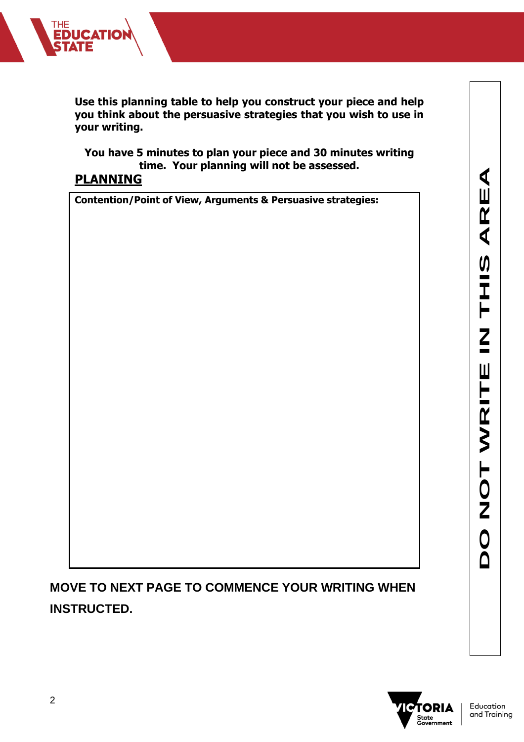**Use this planning table to help you construct your piece and help you think about the persuasive strategies that you wish to use in your writing.**

**You have 5 minutes to plan your piece and 30 minutes writing time. Your planning will not be assessed.**

## PLANNING

| Contention/Point of View, Arguments & Persuasive strategies: |
| --- |
| |

**MOVE TO NEXT PAGE TO COMMENCE YOUR WRITING WHEN INSTRUCTED.**

DO NOT WRITE IN THIS AREA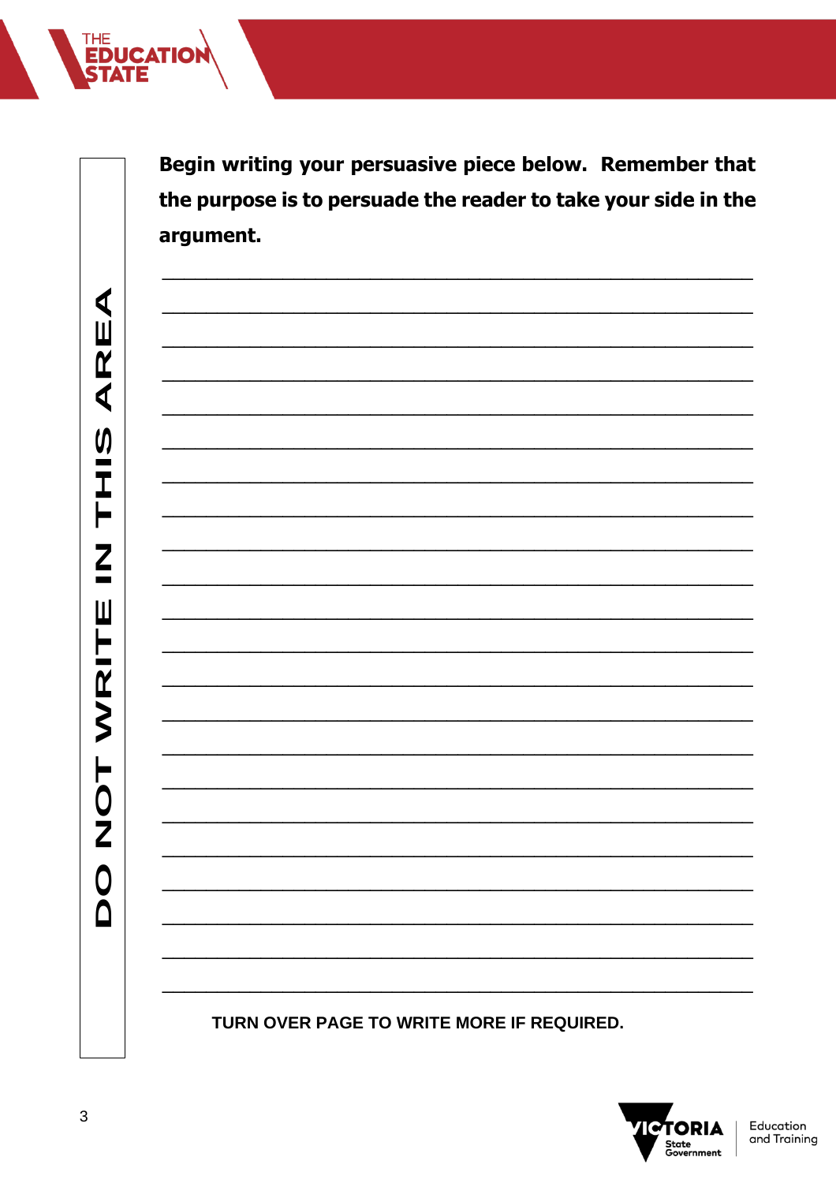**Begin writing your persuasive piece below. Remember that the purpose is to persuade the reader to take your side in the argument.**

\_\_\_\_\_\_\_\_\_\_\_\_\_\_\_\_\_\_\_\_\_\_\_\_\_\_\_\_\_\_\_\_\_\_\_\_\_\_\_\_\_\_\_\_\_\_\_\_\_\_\_\_\_\_\_\_\_\_\_\_\_\_\_\_

\_\_\_\_\_\_\_\_\_\_\_\_\_\_\_\_\_\_\_\_\_\_\_\_\_\_\_\_\_\_\_\_\_\_\_\_\_\_\_\_\_\_\_\_\_\_\_\_\_\_\_\_\_\_\_\_\_\_\_\_\_\_\_\_

\_\_\_\_\_\_\_\_\_\_\_\_\_\_\_\_\_\_\_\_\_\_\_\_\_\_\_\_\_\_\_\_\_\_\_\_\_\_\_\_\_\_\_\_\_\_\_\_\_\_\_\_\_\_\_\_\_\_\_\_\_\_\_\_

\_\_\_\_\_\_\_\_\_\_\_\_\_\_\_\_\_\_\_\_\_\_\_\_\_\_\_\_\_\_\_\_\_\_\_\_\_\_\_\_\_\_\_\_\_\_\_\_\_\_\_\_\_\_\_\_\_\_\_\_\_\_\_\_

\_\_\_\_\_\_\_\_\_\_\_\_\_\_\_\_\_\_\_\_\_\_\_\_\_\_\_\_\_\_\_\_\_\_\_\_\_\_\_\_\_\_\_\_\_\_\_\_\_\_\_\_\_\_\_\_\_\_\_\_\_\_\_\_

\_\_\_\_\_\_\_\_\_\_\_\_\_\_\_\_\_\_\_\_\_\_\_\_\_\_\_\_\_\_\_\_\_\_\_\_\_\_\_\_\_\_\_\_\_\_\_\_\_\_\_\_\_\_\_\_\_\_\_\_\_\_\_\_

\_\_\_\_\_\_\_\_\_\_\_\_\_\_\_\_\_\_\_\_\_\_\_\_\_\_\_\_\_\_\_\_\_\_\_\_\_\_\_\_\_\_\_\_\_\_\_\_\_\_\_\_\_\_\_\_\_\_\_\_\_\_\_\_

\_\_\_\_\_\_\_\_\_\_\_\_\_\_\_\_\_\_\_\_\_\_\_\_\_\_\_\_\_\_\_\_\_\_\_\_\_\_\_\_\_\_\_\_\_\_\_\_\_\_\_\_\_\_\_\_\_\_\_\_\_\_\_\_

\_\_\_\_\_\_\_\_\_\_\_\_\_\_\_\_\_\_\_\_\_\_\_\_\_\_\_\_\_\_\_\_\_\_\_\_\_\_\_\_\_\_\_\_\_\_\_\_\_\_\_\_\_\_\_\_\_\_\_\_\_\_\_\_

\_\_\_\_\_\_\_\_\_\_\_\_\_\_\_\_\_\_\_\_\_\_\_\_\_\_\_\_\_\_\_\_\_\_\_\_\_\_\_\_\_\_\_\_\_\_\_\_\_\_\_\_\_\_\_\_\_\_\_\_\_\_\_\_

\_\_\_\_\_\_\_\_\_\_\_\_\_\_\_\_\_\_\_\_\_\_\_\_\_\_\_\_\_\_\_\_\_\_\_\_\_\_\_\_\_\_\_\_\_\_\_\_\_\_\_\_\_\_\_\_\_\_\_\_\_\_\_\_

\_\_\_\_\_\_\_\_\_\_\_\_\_\_\_\_\_\_\_\_\_\_\_\_\_\_\_\_\_\_\_\_\_\_\_\_\_\_\_\_\_\_\_\_\_\_\_\_\_\_\_\_\_\_\_\_\_\_\_\_\_\_\_\_

\_\_\_\_\_\_\_\_\_\_\_\_\_\_\_\_\_\_\_\_\_\_\_\_\_\_\_\_\_\_\_\_\_\_\_\_\_\_\_\_\_\_\_\_\_\_\_\_\_\_\_\_\_\_\_\_\_\_\_\_\_\_\_\_

\_\_\_\_\_\_\_\_\_\_\_\_\_\_\_\_\_\_\_\_\_\_\_\_\_\_\_\_\_\_\_\_\_\_\_\_\_\_\_\_\_\_\_\_\_\_\_\_\_\_\_\_\_\_\_\_\_\_\_\_\_\_\_\_

\_\_\_\_\_\_\_\_\_\_\_\_\_\_\_\_\_\_\_\_\_\_\_\_\_\_\_\_\_\_\_\_\_\_\_\_\_\_\_\_\_\_\_\_\_\_\_\_\_\_\_\_\_\_\_\_\_\_\_\_\_\_\_\_

\_\_\_\_\_\_\_\_\_\_\_\_\_\_\_\_\_\_\_\_\_\_\_\_\_\_\_\_\_\_\_\_\_\_\_\_\_\_\_\_\_\_\_\_\_\_\_\_\_\_\_\_\_\_\_\_\_\_\_\_\_\_\_\_

\_\_\_\_\_\_\_\_\_\_\_\_\_\_\_\_\_\_\_\_\_\_\_\_\_\_\_\_\_\_\_\_\_\_\_\_\_\_\_\_\_\_\_\_\_\_\_\_\_\_\_\_\_\_\_\_\_\_\_\_\_\_\_\_

\_\_\_\_\_\_\_\_\_\_\_\_\_\_\_\_\_\_\_\_\_\_\_\_\_\_\_\_\_\_\_\_\_\_\_\_\_\_\_\_\_\_\_\_\_\_\_\_\_\_\_\_\_\_\_\_\_\_\_\_\_\_\_\_

\_\_\_\_\_\_\_\_\_\_\_\_\_\_\_\_\_\_\_\_\_\_\_\_\_\_\_\_\_\_\_\_\_\_\_\_\_\_\_\_\_\_\_\_\_\_\_\_\_\_\_\_\_\_\_\_\_\_\_\_\_\_\_\_

\_\_\_\_\_\_\_\_\_\_\_\_\_\_\_\_\_\_\_\_\_\_\_\_\_\_\_\_\_\_\_\_\_\_\_\_\_\_\_\_\_\_\_\_\_\_\_\_\_\_\_\_\_\_\_\_\_\_\_\_\_\_\_\_

\_\_\_\_\_\_\_\_\_\_\_\_\_\_\_\_\_\_\_\_\_\_\_\_\_\_\_\_\_\_\_\_\_\_\_\_\_\_\_\_\_\_\_\_\_\_\_\_\_\_\_\_\_\_\_\_\_\_\_\_\_\_\_\_

\_\_\_\_\_\_\_\_\_\_\_\_\_\_\_\_\_\_\_\_\_\_\_\_\_\_\_\_\_\_\_\_\_\_\_\_\_\_\_\_\_\_\_\_\_\_\_\_\_\_\_\_\_\_\_\_\_\_\_\_\_\_\_\_

\_\_\_\_\_\_\_\_\_\_\_\_\_\_\_\_\_\_\_\_\_\_\_\_\_\_\_\_\_\_\_\_\_\_\_\_\_\_\_\_\_\_\_\_\_\_\_\_\_\_\_\_\_\_\_\_\_\_\_\_\_\_\_\_

**TURN OVER PAGE TO WRITE MORE IF REQUIRED.**

DO NOT WRITE IN THIS AREA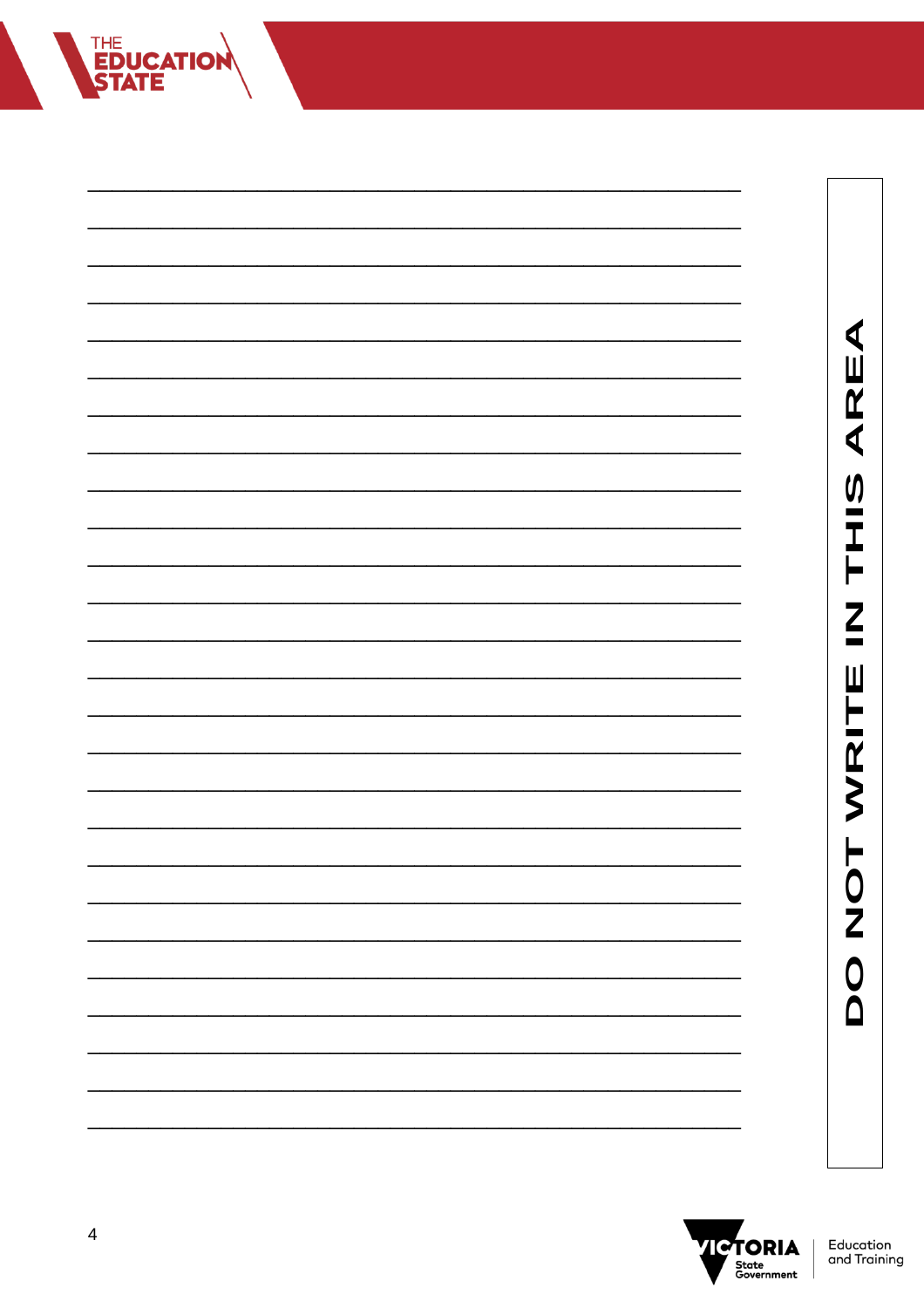DO NOT WRITE IN THIS AREA